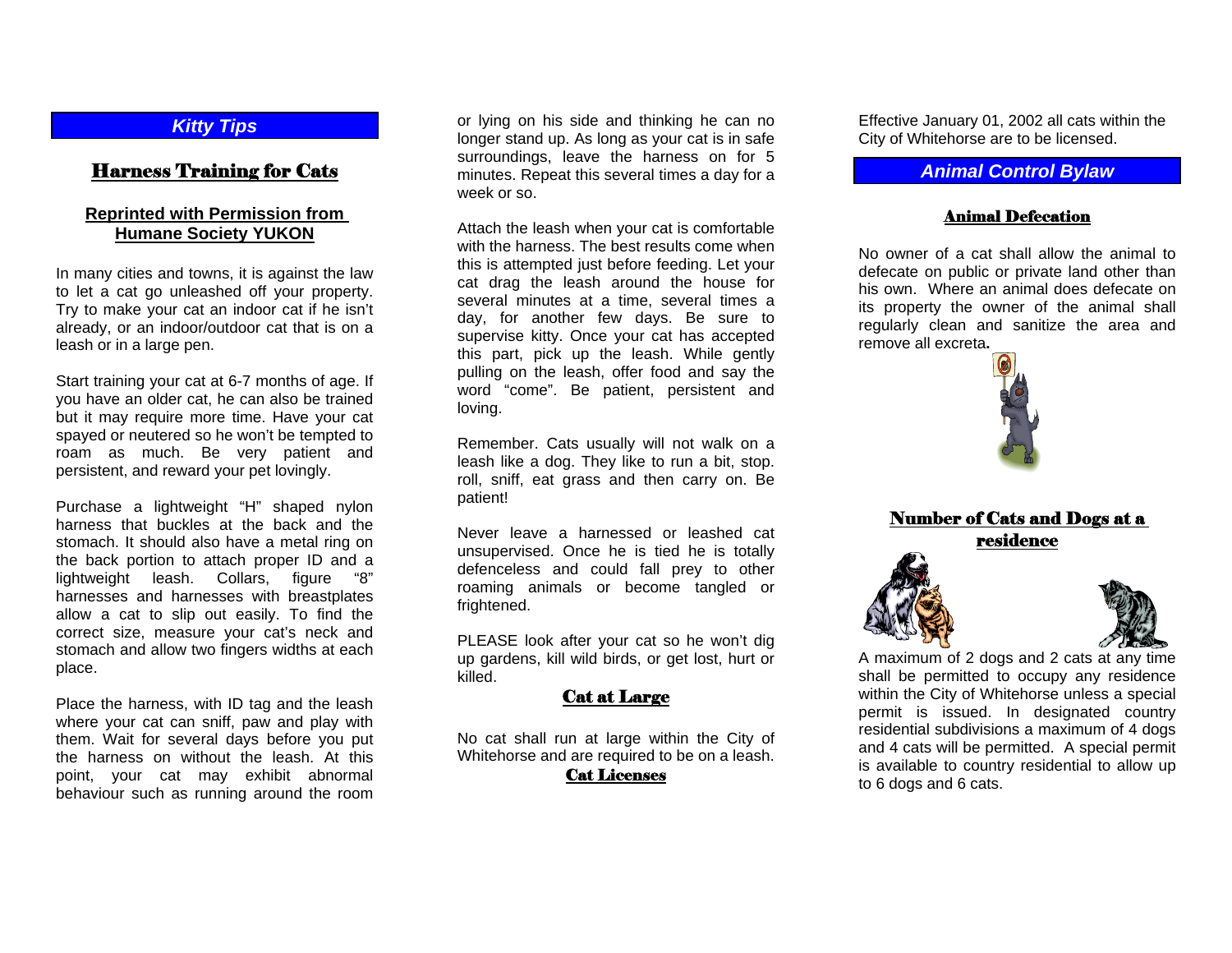## *Kitty Tips*

### Harness Training for Cats

**Reprinted with Permission from Humane Society YUKON**

In many cities and towns, it is against the law to let a cat go unleashed off your property. Try to make your cat an indoor cat if he isn't already, or an indoor/outdoor cat that is on a leash or in a large pen.

Start training your cat at 6-7 months of age. If you have an older cat, he can also be trained but it may require more time. Have your cat spayed or neutered so he won't be tempted to roam as much. Be very patient and persistent, and reward your pet lovingly.

Purchase a lightweight "H" shaped nylon harness that buckles at the back and the stomach. It should also have a metal ring on the back portion to attach proper ID and a lightweight leash. Collars, figure "8" harnesses and harnesses with breastplates allow a cat to slip out easily. To find the correct size, measure your cat's neck and stomach and allow two fingers widths at each place.

Place the harness, with ID tag and the leash where your cat can sniff, paw and play with them. Wait for several days before you put the harness on without the leash. At this point, your cat may exhibit abnormal behaviour such as running around the room or lying on his side and thinking he can no longer stand up. As long as your cat is in safe surroundings, leave the harness on for 5 minutes. Repeat this several times a day for a week or so.

Attach the leash when your cat is comfortable with the harness. The best results come when this is attempted just before feeding. Let your cat drag the leash around the house for several minutes at a time, several times a day, for another few days. Be sure to supervise kitty. Once your cat has accepted this part, pick up the leash. While gently pulling on the leash, offer food and say the word "come". Be patient, persistent and loving.

Remember. Cats usually will not walk on a leash like a dog. They like to run a bit, stop. roll, sniff, eat grass and then carry on. Be patient!

Never leave a harnessed or leashed cat unsupervised. Once he is tied he is totally defenceless and could fall prey to other roaming animals or become tangled or frightened.

PLEASE look after your cat so he won't dig up gardens, kill wild birds, or get lost, hurt or killed.

### Cat at Large

No cat shall run at large within the City of Whitehorse and are required to be on a leash.

### Cat Licenses

Effective January 01, 2002 all cats within the City of Whitehorse are to be licensed.

## *Animal Control Bylaw*

### Animal Defecation

No owner of a cat shall allow the animal to defecate on public or private land other than his own. Where an animal does defecate on its property the owner of the animal shall regularly clean and sanitize the area and remove all excreta**.**

### Number of Cats and Dogs at a residence

A maximum of 2 dogs and 2 cats at any time shall be permitted to occupy any residence within the City of Whitehorse unless a special permit is issued. In designated country residential subdivisions a maximum of 4 dogs and 4 cats will be permitted. A special permit is available to country residential to allow up to 6 dogs and 6 cats.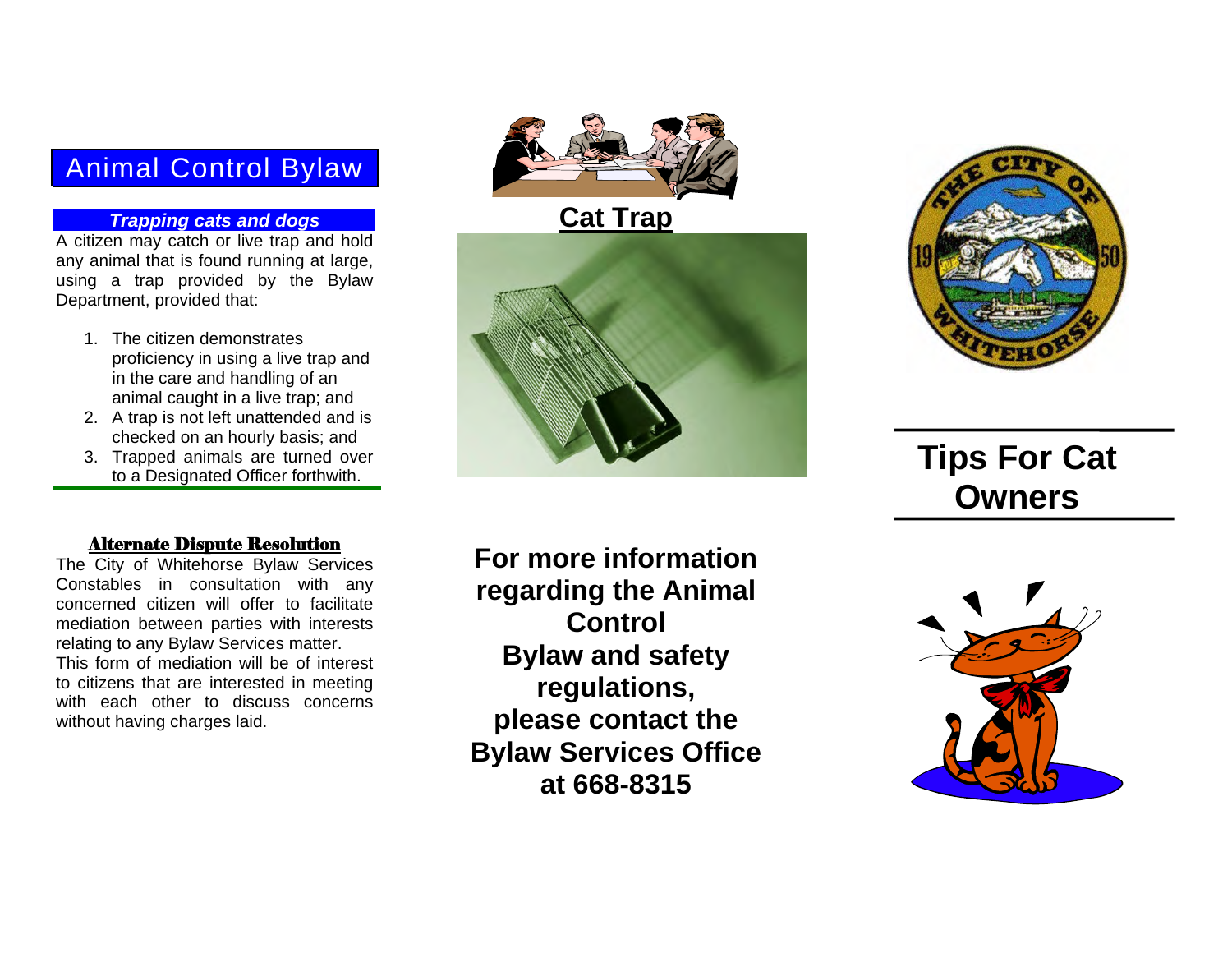## Animal Control Bylaw

### *Trapping cats and dogs*

A citizen may catch or live trap and hold any animal that is found running at large, using a trap provided by the Bylaw Department, provided that:

1. The citizen demonstrates proficiency in using a live trap and in the care and handling of an animal caught in a live trap; and
2. A trap is not left unattended and is checked on an hourly basis; and
3. Trapped animals are turned over to a Designated Officer forthwith.

### Alternate Dispute Resolution

The City of Whitehorse Bylaw Services Constables in consultation with any concerned citizen will offer to facilitate mediation between parties with interests relating to any Bylaw Services matter.
This form of mediation will be of interest to citizens that are interested in meeting with each other to discuss concerns without having charges laid.

## Cat Trap

**For more information regarding the Animal Control Bylaw and safety regulations, please contact the Bylaw Services Office at 668-8315**

THE CITY OF WHITEHORSE 1950

# Tips For Cat Owners